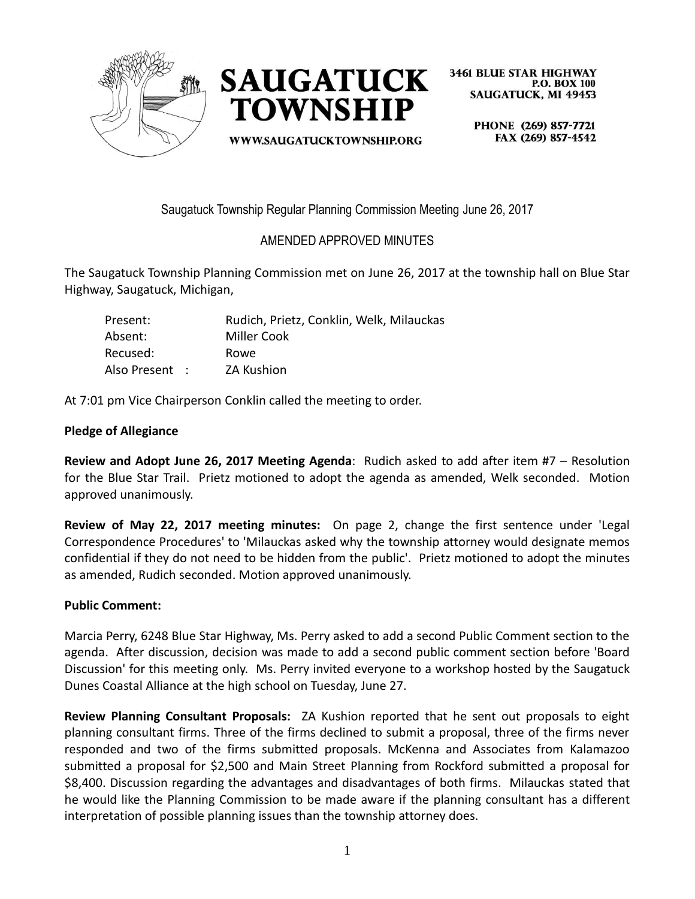SAUGATUCK TOWNSHIP

WWW.SAUGATUCKTOWNSHIP.ORG

3461 BLUE STAR HIGHWAY
P.O. BOX 100
SAUGATUCK, MI 49453

PHONE (269) 857-7721
FAX (269) 857-4542

Saugatuck Township Regular Planning Commission Meeting June 26, 2017

AMENDED APPROVED MINUTES

The Saugatuck Township Planning Commission met on June 26, 2017 at the township hall on Blue Star Highway, Saugatuck, Michigan,

| | |
|---|---|
| Present: | Rudich, Prietz, Conklin, Welk, Milauckas |
| Absent: | Miller Cook |
| Recused: | Rowe |
| Also Present : | ZA Kushion |

At 7:01 pm Vice Chairperson Conklin called the meeting to order.

**Pledge of Allegiance**

**Review and Adopt June 26, 2017 Meeting Agenda**: Rudich asked to add after item #7 – Resolution for the Blue Star Trail. Prietz motioned to adopt the agenda as amended, Welk seconded. Motion approved unanimously.

**Review of May 22, 2017 meeting minutes:** On page 2, change the first sentence under 'Legal Correspondence Procedures' to 'Milauckas asked why the township attorney would designate memos confidential if they do not need to be hidden from the public'. Prietz motioned to adopt the minutes as amended, Rudich seconded. Motion approved unanimously.

**Public Comment:**

Marcia Perry, 6248 Blue Star Highway, Ms. Perry asked to add a second Public Comment section to the agenda. After discussion, decision was made to add a second public comment section before 'Board Discussion' for this meeting only. Ms. Perry invited everyone to a workshop hosted by the Saugatuck Dunes Coastal Alliance at the high school on Tuesday, June 27.

**Review Planning Consultant Proposals:** ZA Kushion reported that he sent out proposals to eight planning consultant firms. Three of the firms declined to submit a proposal, three of the firms never responded and two of the firms submitted proposals. McKenna and Associates from Kalamazoo submitted a proposal for $2,500 and Main Street Planning from Rockford submitted a proposal for $8,400. Discussion regarding the advantages and disadvantages of both firms. Milauckas stated that he would like the Planning Commission to be made aware if the planning consultant has a different interpretation of possible planning issues than the township attorney does.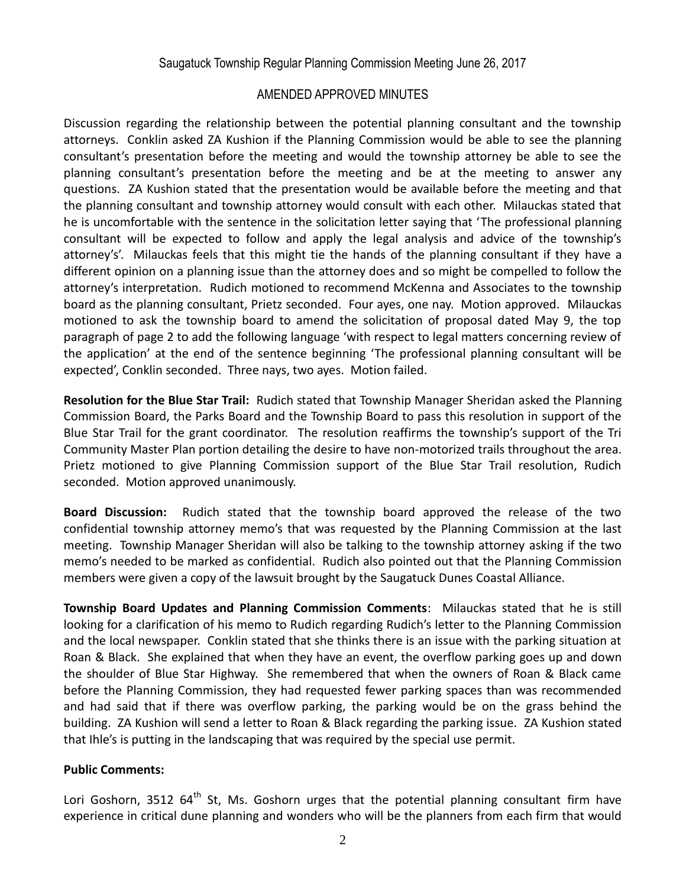Saugatuck Township Regular Planning Commission Meeting June 26, 2017

AMENDED APPROVED MINUTES

Discussion regarding the relationship between the potential planning consultant and the township attorneys. Conklin asked ZA Kushion if the Planning Commission would be able to see the planning consultant's presentation before the meeting and would the township attorney be able to see the planning consultant's presentation before the meeting and be at the meeting to answer any questions. ZA Kushion stated that the presentation would be available before the meeting and that the planning consultant and township attorney would consult with each other. Milauckas stated that he is uncomfortable with the sentence in the solicitation letter saying that 'The professional planning consultant will be expected to follow and apply the legal analysis and advice of the township's attorney's'. Milauckas feels that this might tie the hands of the planning consultant if they have a different opinion on a planning issue than the attorney does and so might be compelled to follow the attorney's interpretation. Rudich motioned to recommend McKenna and Associates to the township board as the planning consultant, Prietz seconded. Four ayes, one nay. Motion approved. Milauckas motioned to ask the township board to amend the solicitation of proposal dated May 9, the top paragraph of page 2 to add the following language 'with respect to legal matters concerning review of the application' at the end of the sentence beginning 'The professional planning consultant will be expected', Conklin seconded. Three nays, two ayes. Motion failed.

**Resolution for the Blue Star Trail:** Rudich stated that Township Manager Sheridan asked the Planning Commission Board, the Parks Board and the Township Board to pass this resolution in support of the Blue Star Trail for the grant coordinator. The resolution reaffirms the township's support of the Tri Community Master Plan portion detailing the desire to have non-motorized trails throughout the area. Prietz motioned to give Planning Commission support of the Blue Star Trail resolution, Rudich seconded. Motion approved unanimously.

**Board Discussion:** Rudich stated that the township board approved the release of the two confidential township attorney memo's that was requested by the Planning Commission at the last meeting. Township Manager Sheridan will also be talking to the township attorney asking if the two memo's needed to be marked as confidential. Rudich also pointed out that the Planning Commission members were given a copy of the lawsuit brought by the Saugatuck Dunes Coastal Alliance.

**Township Board Updates and Planning Commission Comments**: Milauckas stated that he is still looking for a clarification of his memo to Rudich regarding Rudich's letter to the Planning Commission and the local newspaper. Conklin stated that she thinks there is an issue with the parking situation at Roan & Black. She explained that when they have an event, the overflow parking goes up and down the shoulder of Blue Star Highway. She remembered that when the owners of Roan & Black came before the Planning Commission, they had requested fewer parking spaces than was recommended and had said that if there was overflow parking, the parking would be on the grass behind the building. ZA Kushion will send a letter to Roan & Black regarding the parking issue. ZA Kushion stated that Ihle's is putting in the landscaping that was required by the special use permit.

**Public Comments:**

Lori Goshorn, 3512 64th St, Ms. Goshorn urges that the potential planning consultant firm have experience in critical dune planning and wonders who will be the planners from each firm that would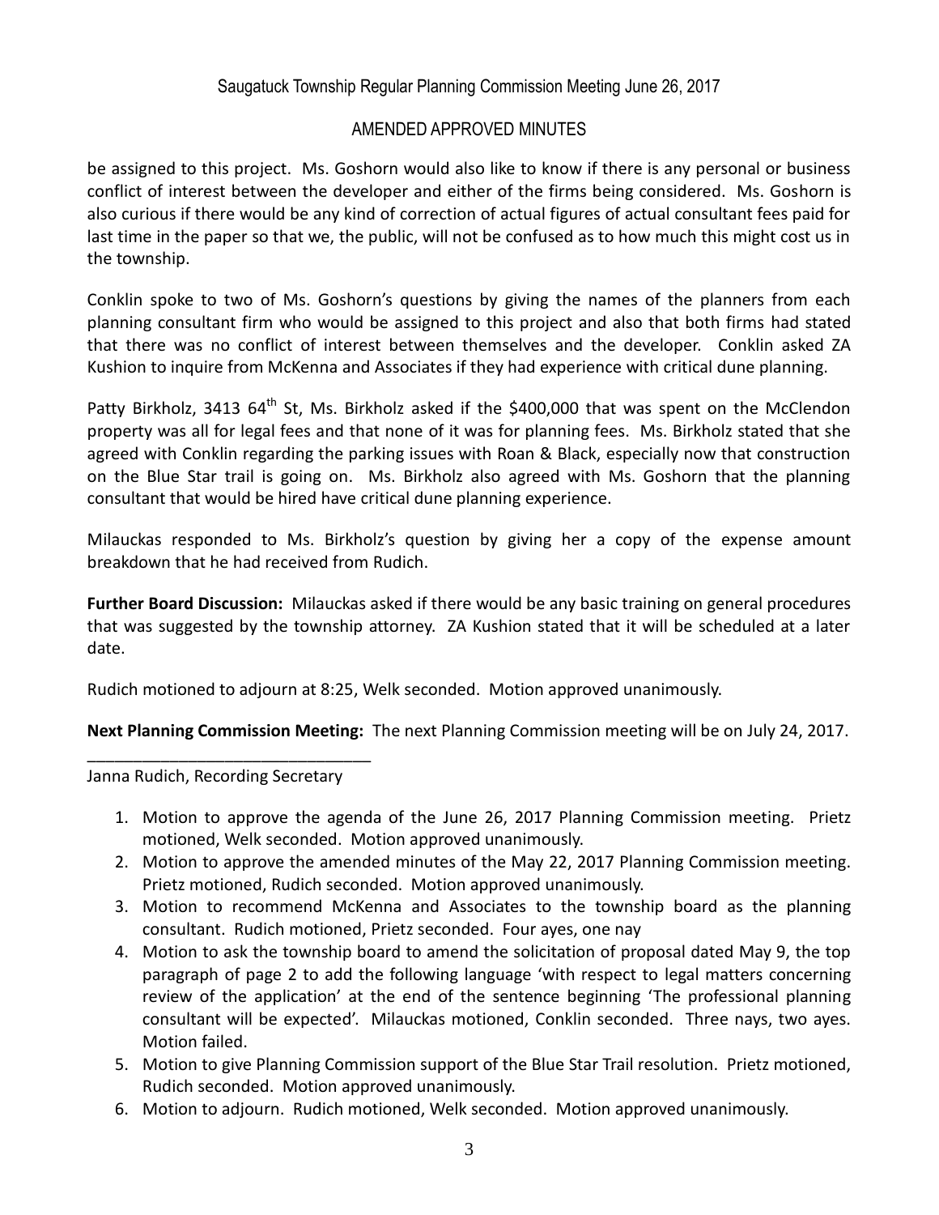be assigned to this project. Ms. Goshorn would also like to know if there is any personal or business conflict of interest between the developer and either of the firms being considered. Ms. Goshorn is also curious if there would be any kind of correction of actual figures of actual consultant fees paid for last time in the paper so that we, the public, will not be confused as to how much this might cost us in the township.

Conklin spoke to two of Ms. Goshorn's questions by giving the names of the planners from each planning consultant firm who would be assigned to this project and also that both firms had stated that there was no conflict of interest between themselves and the developer. Conklin asked ZA Kushion to inquire from McKenna and Associates if they had experience with critical dune planning.

Patty Birkholz, 3413 64th St, Ms. Birkholz asked if the $400,000 that was spent on the McClendon property was all for legal fees and that none of it was for planning fees. Ms. Birkholz stated that she agreed with Conklin regarding the parking issues with Roan & Black, especially now that construction on the Blue Star trail is going on. Ms. Birkholz also agreed with Ms. Goshorn that the planning consultant that would be hired have critical dune planning experience.

Milauckas responded to Ms. Birkholz's question by giving her a copy of the expense amount breakdown that he had received from Rudich.

**Further Board Discussion:** Milauckas asked if there would be any basic training on general procedures that was suggested by the township attorney. ZA Kushion stated that it will be scheduled at a later date.

Rudich motioned to adjourn at 8:25, Welk seconded. Motion approved unanimously.

**Next Planning Commission Meeting:** The next Planning Commission meeting will be on July 24, 2017.

_______________________________
Janna Rudich, Recording Secretary

1. Motion to approve the agenda of the June 26, 2017 Planning Commission meeting. Prietz motioned, Welk seconded. Motion approved unanimously.
2. Motion to approve the amended minutes of the May 22, 2017 Planning Commission meeting. Prietz motioned, Rudich seconded. Motion approved unanimously.
3. Motion to recommend McKenna and Associates to the township board as the planning consultant. Rudich motioned, Prietz seconded. Four ayes, one nay
4. Motion to ask the township board to amend the solicitation of proposal dated May 9, the top paragraph of page 2 to add the following language 'with respect to legal matters concerning review of the application' at the end of the sentence beginning 'The professional planning consultant will be expected'. Milauckas motioned, Conklin seconded. Three nays, two ayes. Motion failed.
5. Motion to give Planning Commission support of the Blue Star Trail resolution. Prietz motioned, Rudich seconded. Motion approved unanimously.
6. Motion to adjourn. Rudich motioned, Welk seconded. Motion approved unanimously.